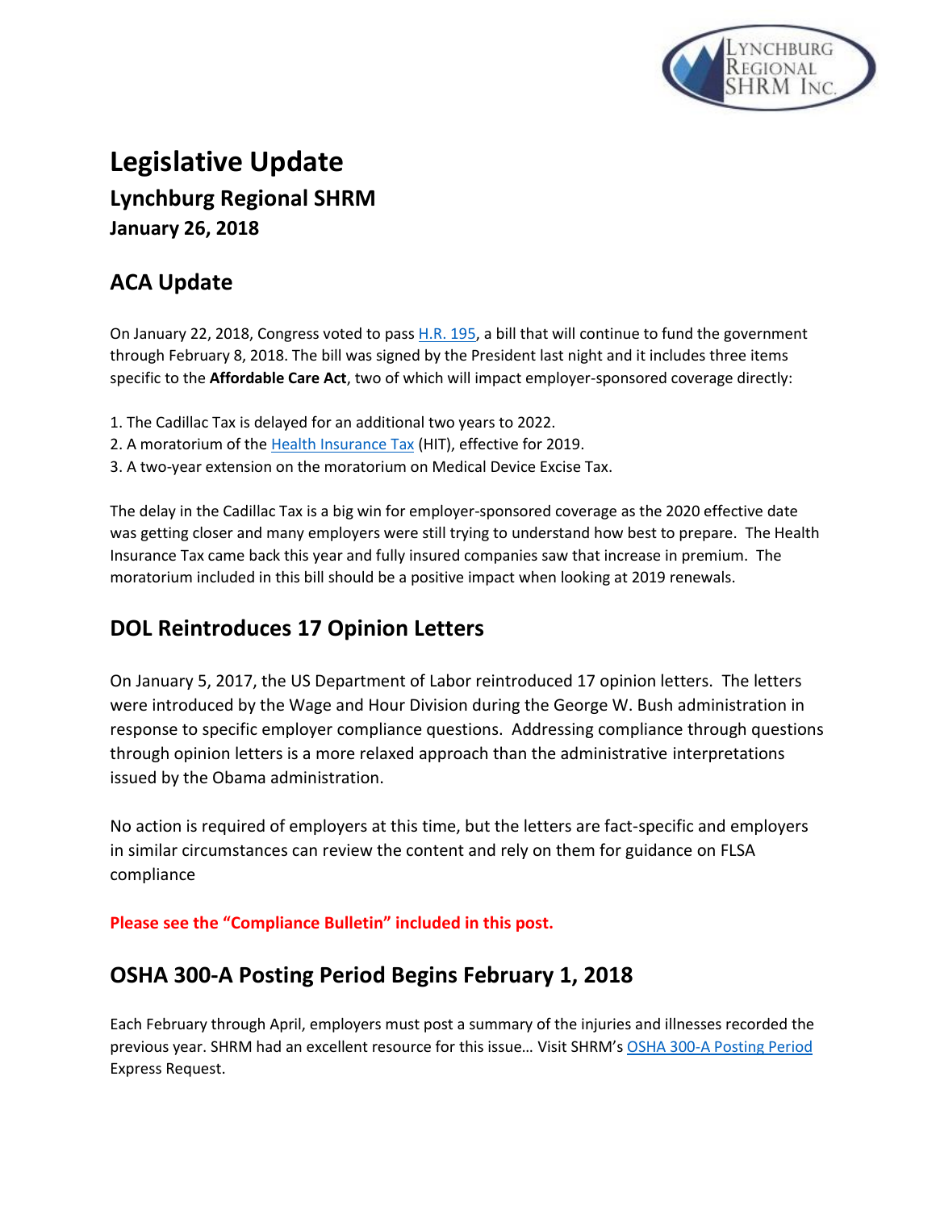# Legislative Update

## Lynchburg Regional SHRM

### January 26, 2018

## ACA Update

On January 22, 2018, Congress voted to pass H.R. 195, a bill that will continue to fund the government through February 8, 2018. The bill was signed by the President last night and it includes three items specific to the **Affordable Care Act**, two of which will impact employer-sponsored coverage directly:

1. The Cadillac Tax is delayed for an additional two years to 2022.
2. A moratorium of the Health Insurance Tax (HIT), effective for 2019.
3. A two-year extension on the moratorium on Medical Device Excise Tax.

The delay in the Cadillac Tax is a big win for employer-sponsored coverage as the 2020 effective date was getting closer and many employers were still trying to understand how best to prepare. The Health Insurance Tax came back this year and fully insured companies saw that increase in premium. The moratorium included in this bill should be a positive impact when looking at 2019 renewals.

## DOL Reintroduces 17 Opinion Letters

On January 5, 2017, the US Department of Labor reintroduced 17 opinion letters. The letters were introduced by the Wage and Hour Division during the George W. Bush administration in response to specific employer compliance questions. Addressing compliance through questions through opinion letters is a more relaxed approach than the administrative interpretations issued by the Obama administration.

No action is required of employers at this time, but the letters are fact-specific and employers in similar circumstances can review the content and rely on them for guidance on FLSA compliance

**Please see the "Compliance Bulletin" included in this post.**

## OSHA 300-A Posting Period Begins February 1, 2018

Each February through April, employers must post a summary of the injuries and illnesses recorded the previous year. SHRM had an excellent resource for this issue… Visit SHRM's OSHA 300-A Posting Period Express Request.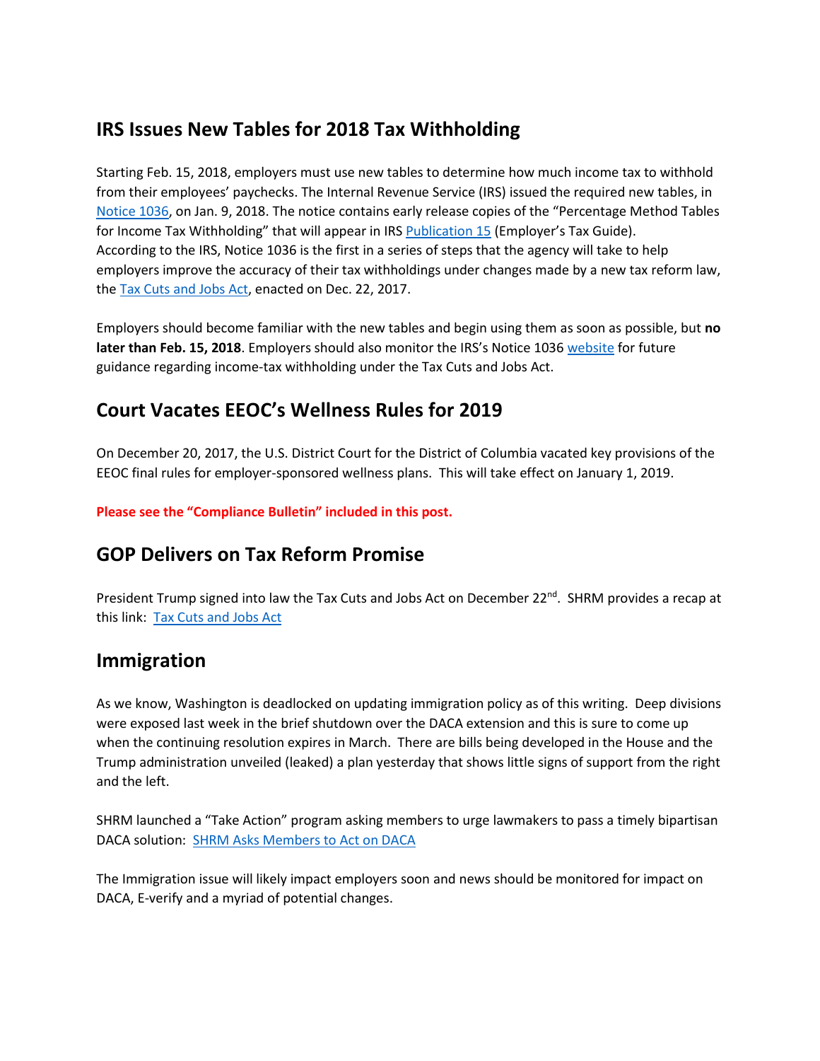## IRS Issues New Tables for 2018 Tax Withholding

Starting Feb. 15, 2018, employers must use new tables to determine how much income tax to withhold from their employees' paychecks. The Internal Revenue Service (IRS) issued the required new tables, in Notice 1036, on Jan. 9, 2018. The notice contains early release copies of the "Percentage Method Tables for Income Tax Withholding" that will appear in IRS Publication 15 (Employer's Tax Guide). According to the IRS, Notice 1036 is the first in a series of steps that the agency will take to help employers improve the accuracy of their tax withholdings under changes made by a new tax reform law, the Tax Cuts and Jobs Act, enacted on Dec. 22, 2017.

Employers should become familiar with the new tables and begin using them as soon as possible, but **no later than Feb. 15, 2018**. Employers should also monitor the IRS's Notice 1036 website for future guidance regarding income-tax withholding under the Tax Cuts and Jobs Act.

## Court Vacates EEOC's Wellness Rules for 2019

On December 20, 2017, the U.S. District Court for the District of Columbia vacated key provisions of the EEOC final rules for employer-sponsored wellness plans. This will take effect on January 1, 2019.

**Please see the "Compliance Bulletin" included in this post.**

## GOP Delivers on Tax Reform Promise

President Trump signed into law the Tax Cuts and Jobs Act on December 22nd. SHRM provides a recap at this link: Tax Cuts and Jobs Act

## Immigration

As we know, Washington is deadlocked on updating immigration policy as of this writing. Deep divisions were exposed last week in the brief shutdown over the DACA extension and this is sure to come up when the continuing resolution expires in March. There are bills being developed in the House and the Trump administration unveiled (leaked) a plan yesterday that shows little signs of support from the right and the left.

SHRM launched a "Take Action" program asking members to urge lawmakers to pass a timely bipartisan DACA solution: SHRM Asks Members to Act on DACA

The Immigration issue will likely impact employers soon and news should be monitored for impact on DACA, E-verify and a myriad of potential changes.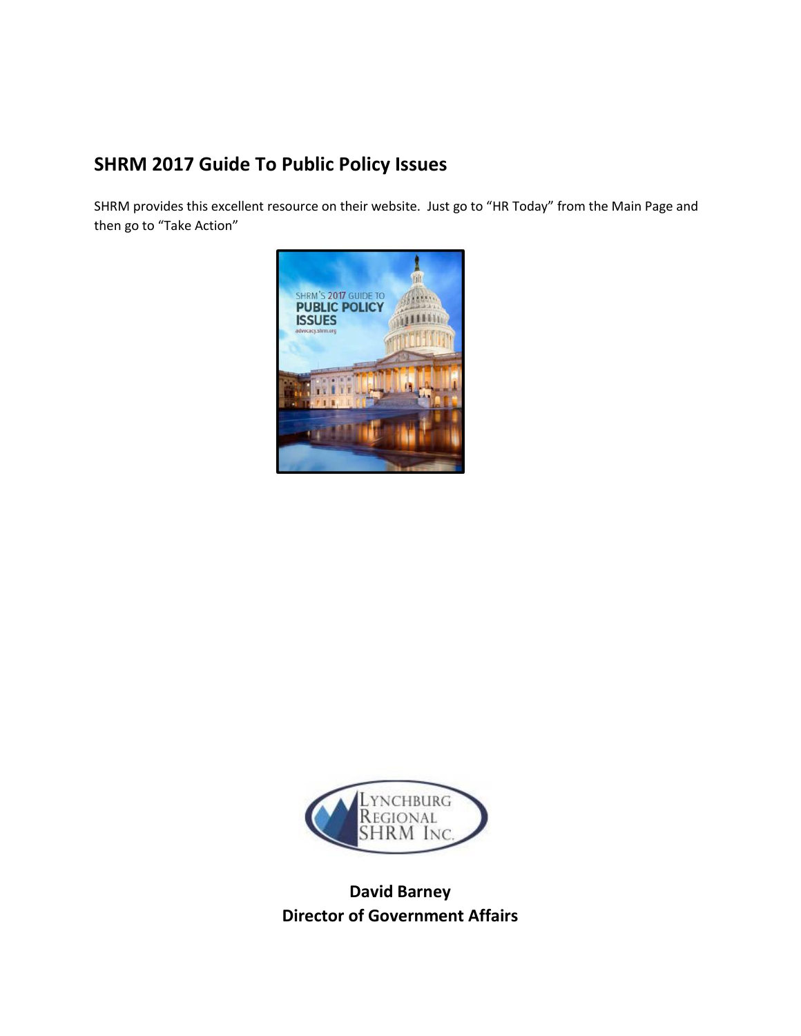## SHRM 2017 Guide To Public Policy Issues

SHRM provides this excellent resource on their website. Just go to "HR Today" from the Main Page and then go to "Take Action"

**David Barney**
**Director of Government Affairs**